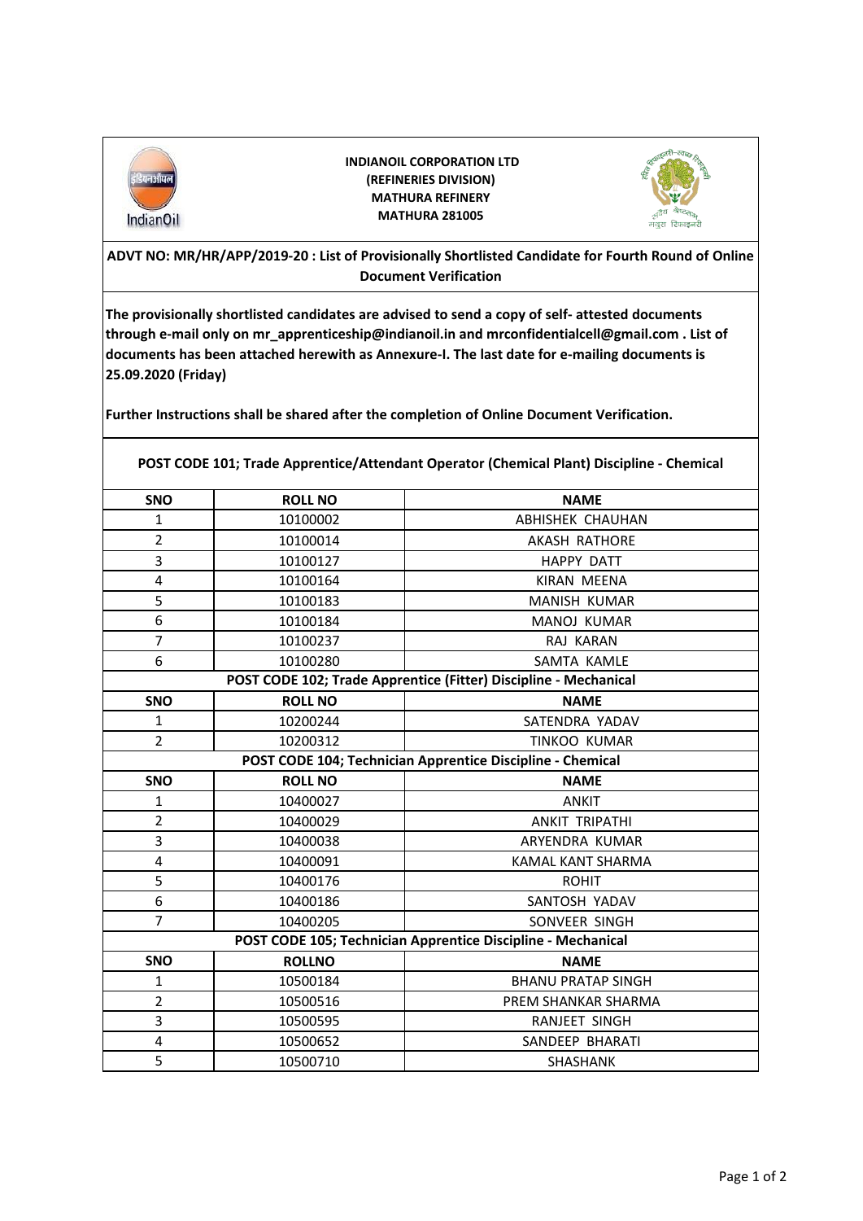**INDIANOIL CORPORATION LTD**
**(REFINERIES DIVISION)**
**MATHURA REFINERY**
**MATHURA 281005**

**ADVT NO: MR/HR/APP/2019-20 : List of Provisionally Shortlisted Candidate for Fourth Round of Online Document Verification**

**The provisionally shortlisted candidates are advised to send a copy of self- attested documents through e-mail only on mr_apprenticeship@indianoil.in and mrconfidentialcell@gmail.com . List of documents has been attached herewith as Annexure-I. The last date for e-mailing documents is 25.09.2020 (Friday)**

**Further Instructions shall be shared after the completion of Online Document Verification.**

**POST CODE 101; Trade Apprentice/Attendant Operator (Chemical Plant) Discipline - Chemical**

| SNO | ROLL NO | NAME |
|---|---|---|
| 1 | 10100002 | ABHISHEK CHAUHAN |
| 2 | 10100014 | AKASH RATHORE |
| 3 | 10100127 | HAPPY DATT |
| 4 | 10100164 | KIRAN MEENA |
| 5 | 10100183 | MANISH KUMAR |
| 6 | 10100184 | MANOJ KUMAR |
| 7 | 10100237 | RAJ KARAN |
| 6 | 10100280 | SAMTA KAMLE |

**POST CODE 102; Trade Apprentice (Fitter) Discipline - Mechanical**

| SNO | ROLL NO | NAME |
|---|---|---|
| 1 | 10200244 | SATENDRA YADAV |
| 2 | 10200312 | TINKOO KUMAR |

**POST CODE 104; Technician Apprentice Discipline - Chemical**

| SNO | ROLL NO | NAME |
|---|---|---|
| 1 | 10400027 | ANKIT |
| 2 | 10400029 | ANKIT TRIPATHI |
| 3 | 10400038 | ARYENDRA KUMAR |
| 4 | 10400091 | KAMAL KANT SHARMA |
| 5 | 10400176 | ROHIT |
| 6 | 10400186 | SANTOSH YADAV |
| 7 | 10400205 | SONVEER SINGH |

**POST CODE 105; Technician Apprentice Discipline - Mechanical**

| SNO | ROLLNO | NAME |
|---|---|---|
| 1 | 10500184 | BHANU PRATAP SINGH |
| 2 | 10500516 | PREM SHANKAR SHARMA |
| 3 | 10500595 | RANJEET SINGH |
| 4 | 10500652 | SANDEEP BHARATI |
| 5 | 10500710 | SHASHANK |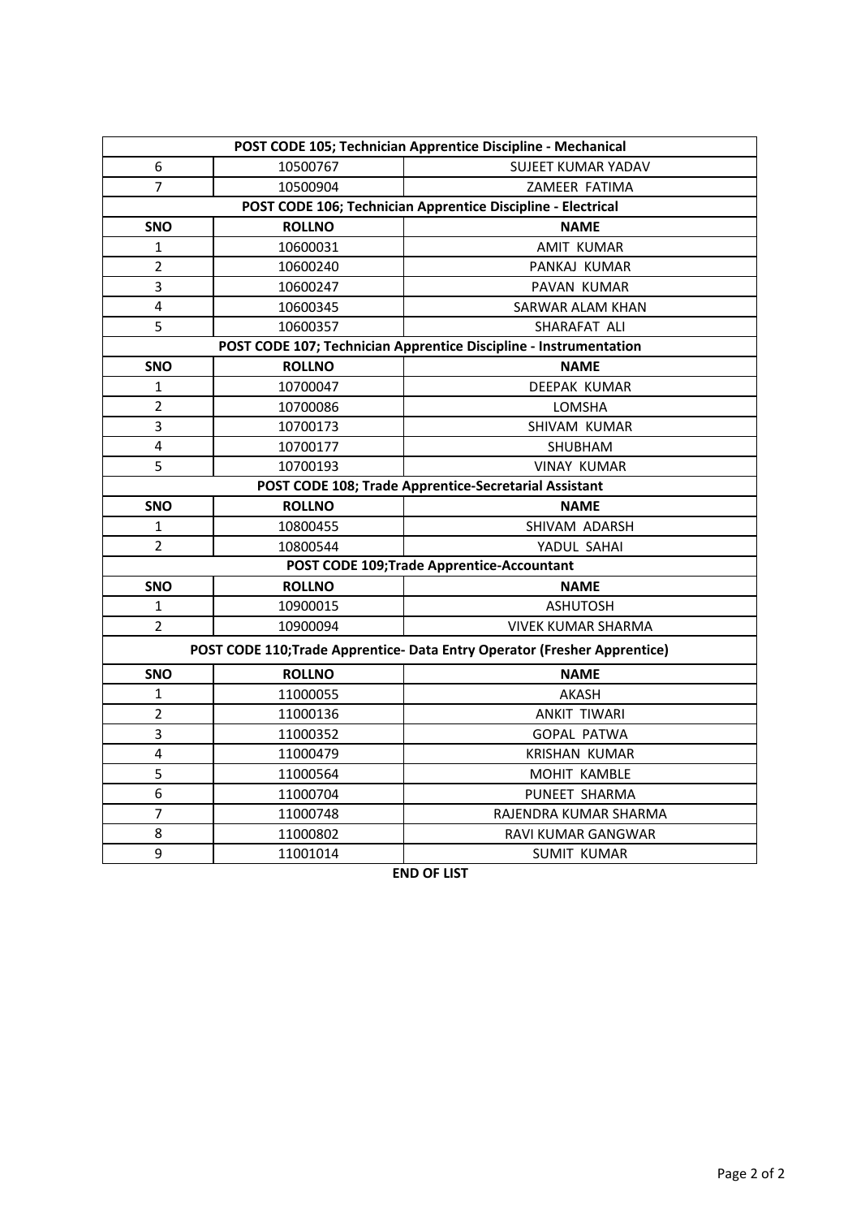| POST CODE 105; Technician Apprentice Discipline - Mechanical | | |
|---|---|---|
| 6 | 10500767 | SUJEET KUMAR YADAV |
| 7 | 10500904 | ZAMEER FATIMA |

| POST CODE 106; Technician Apprentice Discipline - Electrical | | |
|---|---|---|
| **SNO** | **ROLLNO** | **NAME** |
| 1 | 10600031 | AMIT KUMAR |
| 2 | 10600240 | PANKAJ KUMAR |
| 3 | 10600247 | PAVAN KUMAR |
| 4 | 10600345 | SARWAR ALAM KHAN |
| 5 | 10600357 | SHARAFAT ALI |

| POST CODE 107; Technician Apprentice Discipline - Instrumentation | | |
|---|---|---|
| **SNO** | **ROLLNO** | **NAME** |
| 1 | 10700047 | DEEPAK KUMAR |
| 2 | 10700086 | LOMSHA |
| 3 | 10700173 | SHIVAM KUMAR |
| 4 | 10700177 | SHUBHAM |
| 5 | 10700193 | VINAY KUMAR |

| POST CODE 108; Trade Apprentice-Secretarial Assistant | | |
|---|---|---|
| **SNO** | **ROLLNO** | **NAME** |
| 1 | 10800455 | SHIVAM ADARSH |
| 2 | 10800544 | YADUL SAHAI |

| POST CODE 109;Trade Apprentice-Accountant | | |
|---|---|---|
| **SNO** | **ROLLNO** | **NAME** |
| 1 | 10900015 | ASHUTOSH |
| 2 | 10900094 | VIVEK KUMAR SHARMA |

| POST CODE 110;Trade Apprentice- Data Entry Operator (Fresher Apprentice) | | |
|---|---|---|
| **SNO** | **ROLLNO** | **NAME** |
| 1 | 11000055 | AKASH |
| 2 | 11000136 | ANKIT TIWARI |
| 3 | 11000352 | GOPAL PATWA |
| 4 | 11000479 | KRISHAN KUMAR |
| 5 | 11000564 | MOHIT KAMBLE |
| 6 | 11000704 | PUNEET SHARMA |
| 7 | 11000748 | RAJENDRA KUMAR SHARMA |
| 8 | 11000802 | RAVI KUMAR GANGWAR |
| 9 | 11001014 | SUMIT KUMAR |

**END OF LIST**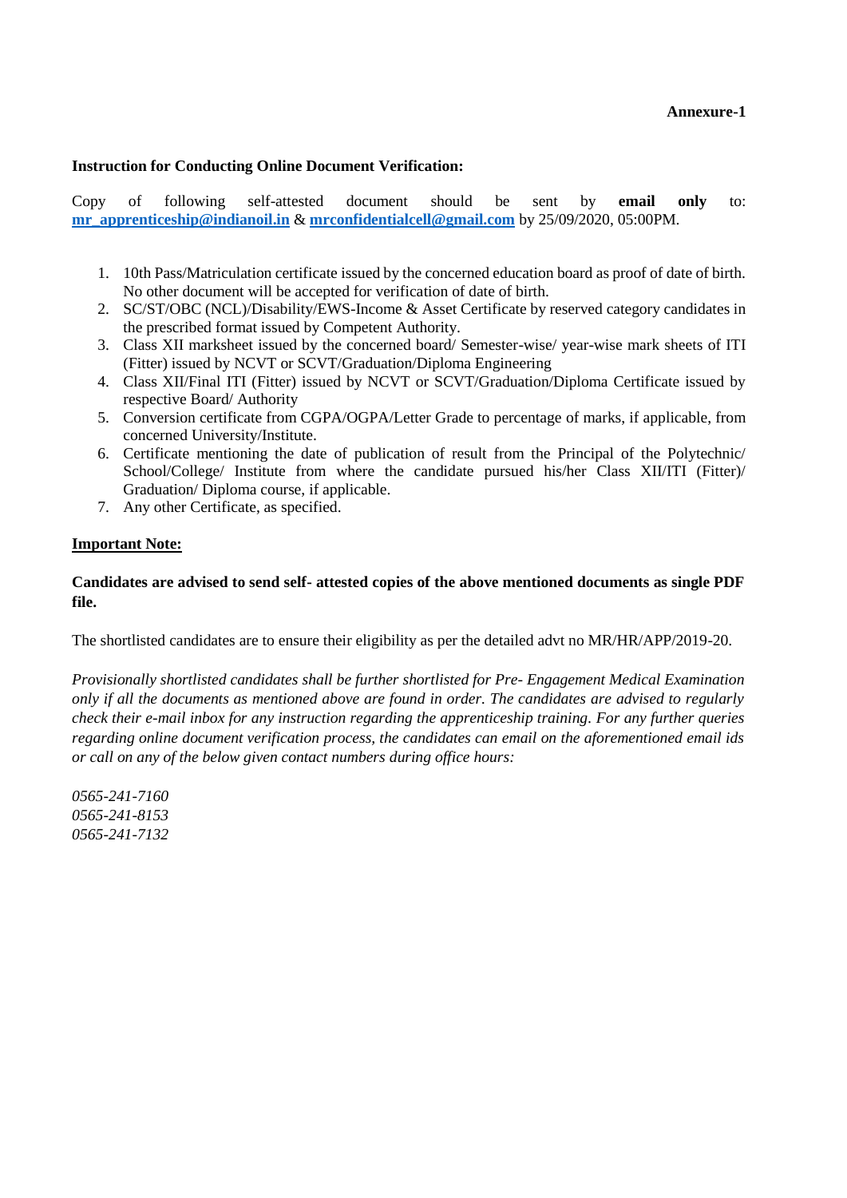**Annexure-1**

**Instruction for Conducting Online Document Verification:**

Copy of following self-attested document should be sent by **email only** to: **mr_apprenticeship@indianoil.in** & **mrconfidentialcell@gmail.com** by 25/09/2020, 05:00PM.

1. 10th Pass/Matriculation certificate issued by the concerned education board as proof of date of birth. No other document will be accepted for verification of date of birth.
2. SC/ST/OBC (NCL)/Disability/EWS-Income & Asset Certificate by reserved category candidates in the prescribed format issued by Competent Authority.
3. Class XII marksheet issued by the concerned board/ Semester-wise/ year-wise mark sheets of ITI (Fitter) issued by NCVT or SCVT/Graduation/Diploma Engineering
4. Class XII/Final ITI (Fitter) issued by NCVT or SCVT/Graduation/Diploma Certificate issued by respective Board/ Authority
5. Conversion certificate from CGPA/OGPA/Letter Grade to percentage of marks, if applicable, from concerned University/Institute.
6. Certificate mentioning the date of publication of result from the Principal of the Polytechnic/ School/College/ Institute from where the candidate pursued his/her Class XII/ITI (Fitter)/ Graduation/ Diploma course, if applicable.
7. Any other Certificate, as specified.

**Important Note:**

**Candidates are advised to send self- attested copies of the above mentioned documents as single PDF file.**

The shortlisted candidates are to ensure their eligibility as per the detailed advt no MR/HR/APP/2019-20.

*Provisionally shortlisted candidates shall be further shortlisted for Pre- Engagement Medical Examination only if all the documents as mentioned above are found in order. The candidates are advised to regularly check their e-mail inbox for any instruction regarding the apprenticeship training. For any further queries regarding online document verification process, the candidates can email on the aforementioned email ids or call on any of the below given contact numbers during office hours:*

*0565-241-7160*
*0565-241-8153*
*0565-241-7132*